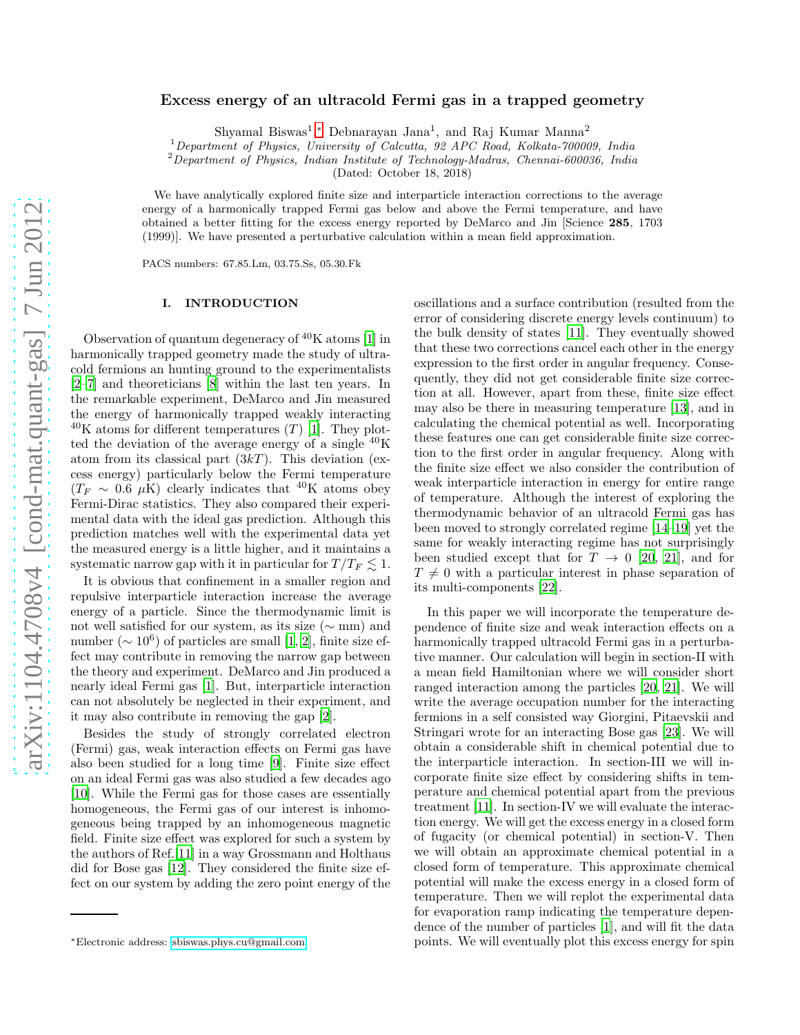# Excess energy of an ultracold Fermi gas in a trapped geometry

Shyamal Biswas[1,*] Debnarayan Jana[1], and Raj Kumar Manna[2]

[1] *Department of Physics, University of Calcutta, 92 APC Road, Kolkata-700009, India*
[2] *Department of Physics, Indian Institute of Technology-Madras, Chennai-600036, India*

(Dated: October 18, 2018)

We have analytically explored finite size and interparticle interaction corrections to the average energy of a harmonically trapped Fermi gas below and above the Fermi temperature, and have obtained a better fitting for the excess energy reported by DeMarco and Jin [Science **285**, 1703 (1999)]. We have presented a perturbative calculation within a mean field approximation.

PACS numbers: 67.85.Lm, 03.75.Ss, 05.30.Fk

## I. INTRODUCTION

Observation of quantum degeneracy of $^{40}$K atoms [1] in harmonically trapped geometry made the study of ultracold fermions an hunting ground to the experimentalists [2–7] and theoreticians [8] within the last ten years. In the remarkable experiment, DeMarco and Jin measured the energy of harmonically trapped weakly interacting $^{40}$K atoms for different temperatures ($T$) [1]. They plotted the deviation of the average energy of a single $^{40}$K atom from its classical part ($3kT$). This deviation (excess energy) particularly below the Fermi temperature ($T_F \sim 0.6$ $\mu$K) clearly indicates that $^{40}$K atoms obey Fermi-Dirac statistics. They also compared their experimental data with the ideal gas prediction. Although this prediction matches well with the experimental data yet the measured energy is a little higher, and it maintains a systematic narrow gap with it in particular for $T/T_F \lesssim 1$.

It is obvious that confinement in a smaller region and repulsive interparticle interaction increase the average energy of a particle. Since the thermodynamic limit is not well satisfied for our system, as its size ($\sim$ mm) and number ($\sim 10^6$) of particles are small [1, 2], finite size effect may contribute in removing the narrow gap between the theory and experiment. DeMarco and Jin produced a nearly ideal Fermi gas [1]. But, interparticle interaction can not absolutely be neglected in their experiment, and it may also contribute in removing the gap [2].

Besides the study of strongly correlated electron (Fermi) gas, weak interaction effects on Fermi gas have also been studied for a long time [9]. Finite size effect on an ideal Fermi gas was also studied a few decades ago [10]. While the Fermi gas for those cases are essentially homogeneous, the Fermi gas of our interest is inhomogeneous being trapped by an inhomogeneous magnetic field. Finite size effect was explored for such a system by the authors of Ref.[11] in a way Grossmann and Holthaus did for Bose gas [12]. They considered the finite size effect on our system by adding the zero point energy of the oscillations and a surface contribution (resulted from the error of considering discrete energy levels continuum) to the bulk density of states [11]. They eventually showed that these two corrections cancel each other in the energy expression to the first order in angular frequency. Consequently, they did not get considerable finite size correction at all. However, apart from these, finite size effect may also be there in measuring temperature [13], and in calculating the chemical potential as well. Incorporating these features one can get considerable finite size correction to the first order in angular frequency. Along with the finite size effect we also consider the contribution of weak interparticle interaction in energy for entire range of temperature. Although the interest of exploring the thermodynamic behavior of an ultracold Fermi gas has been moved to strongly correlated regime [14–19] yet the same for weakly interacting regime has not surprisingly been studied except that for $T \to 0$ [20, 21], and for $T \neq 0$ with a particular interest in phase separation of its multi-components [22].

In this paper we will incorporate the temperature dependence of finite size and weak interaction effects on a harmonically trapped ultracold Fermi gas in a perturbative manner. Our calculation will begin in section-II with a mean field Hamiltonian where we will consider short ranged interaction among the particles [20, 21]. We will write the average occupation number for the interacting fermions in a self consisted way Giorgini, Pitaevskii and Stringari wrote for an interacting Bose gas [23]. We will obtain a considerable shift in chemical potential due to the interparticle interaction. In section-III we will incorporate finite size effect by considering shifts in temperature and chemical potential apart from the previous treatment [11]. In section-IV we will evaluate the interaction energy. We will get the excess energy in a closed form of fugacity (or chemical potential) in section-V. Then we will obtain an approximate chemical potential in a closed form of temperature. This approximate chemical potential will make the excess energy in a closed form of temperature. Then we will replot the experimental data for evaporation ramp indicating the temperature dependence of the number of particles [1], and will fit the data points. We will eventually plot this excess energy for spin

---

*Electronic address: sbiswas.phys.cu@gmail.com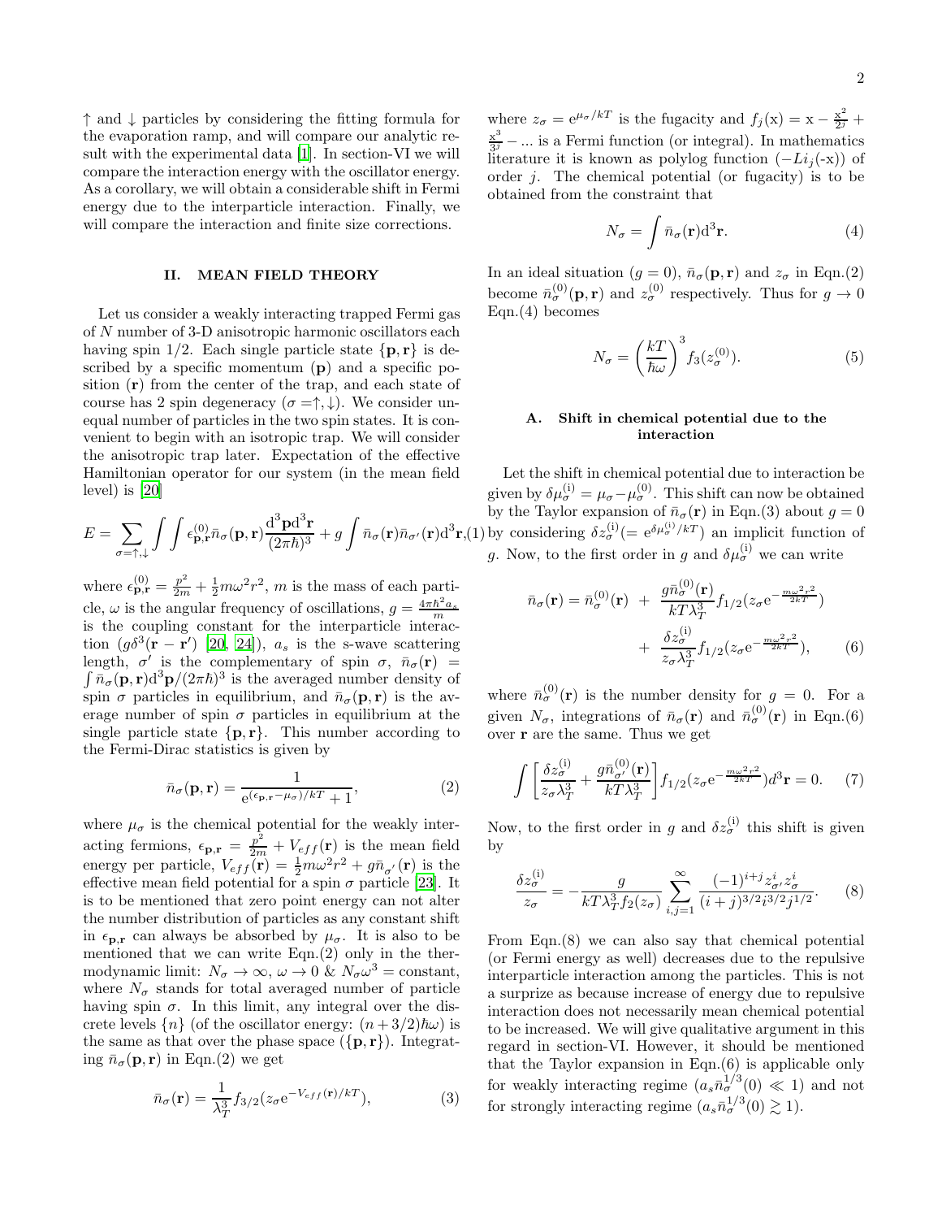$\uparrow$ and $\downarrow$ particles by considering the fitting formula for the evaporation ramp, and will compare our analytic result with the experimental data [1]. In section-VI we will compare the interaction energy with the oscillator energy. As a corollary, we will obtain a considerable shift in Fermi energy due to the interparticle interaction. Finally, we will compare the interaction and finite size corrections.

## II. MEAN FIELD THEORY

Let us consider a weakly interacting trapped Fermi gas of $N$ number of 3-D anisotropic harmonic oscillators each having spin 1/2. Each single particle state $\{\mathbf{p}, \mathbf{r}\}$ is described by a specific momentum ($\mathbf{p}$) and a specific position ($\mathbf{r}$) from the center of the trap, and each state of course has 2 spin degeneracy ($\sigma = \uparrow, \downarrow$). We consider unequal number of particles in the two spin states. It is convenient to begin with an isotropic trap. We will consider the anisotropic trap later. Expectation of the effective Hamiltonian operator for our system (in the mean field level) is [20]

$$E = \sum_{\sigma=\uparrow,\downarrow} \int\int \epsilon^{(0)}_{\mathbf{p},\mathbf{r}} \bar{n}_\sigma(\mathbf{p}, \mathbf{r}) \frac{\mathrm{d}^3\mathbf{p}\mathrm{d}^3\mathbf{r}}{(2\pi\hbar)^3} + g\int \bar{n}_\sigma(\mathbf{r})\bar{n}_{\sigma'}(\mathbf{r})\mathrm{d}^3\mathbf{r}, \quad (1)$$

where $\epsilon^{(0)}_{\mathbf{p},\mathbf{r}} = \frac{p^2}{2m} + \frac{1}{2}m\omega^2 r^2$, $m$ is the mass of each particle, $\omega$ is the angular frequency of oscillations, $g = \frac{4\pi\hbar^2 a_s}{m}$ is the coupling constant for the interparticle interaction ($g\delta^3(\mathbf{r} - \mathbf{r}')$ [20, 24]), $a_s$ is the s-wave scattering length, $\sigma'$ is the complementary of spin $\sigma$, $\bar{n}_\sigma(\mathbf{r}) = \int \bar{n}_\sigma(\mathbf{p}, \mathbf{r})\mathrm{d}^3\mathbf{p}/(2\pi\hbar)^3$ is the averaged number density of spin $\sigma$ particles in equilibrium, and $\bar{n}_\sigma(\mathbf{p}, \mathbf{r})$ is the average number of spin $\sigma$ particles in equilibrium at the single particle state $\{\mathbf{p}, \mathbf{r}\}$. This number according to the Fermi-Dirac statistics is given by

$$\bar{n}_\sigma(\mathbf{p}, \mathbf{r}) = \frac{1}{\mathrm{e}^{(\epsilon_{\mathbf{p},\mathbf{r}} - \mu_\sigma)/kT} + 1}, \quad (2)$$

where $\mu_\sigma$ is the chemical potential for the weakly interacting fermions, $\epsilon_{\mathbf{p},\mathbf{r}} = \frac{p^2}{2m} + V_{eff}(\mathbf{r})$ is the mean field energy per particle, $V_{eff}(\mathbf{r}) = \frac{1}{2}m\omega^2 r^2 + g\bar{n}_{\sigma'}(\mathbf{r})$ is the effective mean field potential for a spin $\sigma$ particle [23]. It is to be mentioned that zero point energy can not alter the number distribution of particles as any constant shift in $\epsilon_{\mathbf{p},\sigma}$ can always be absorbed by $\mu_\sigma$. It is also to be mentioned that we can write Eqn.(2) only in the thermodynamic limit: $N_\sigma \to \infty$, $\omega \to 0$ & $N_\sigma\omega^3 =$ constant, where $N_\sigma$ stands for total averaged number of particle having spin $\sigma$. In this limit, any integral over the discrete levels $\{n\}$ (of the oscillator energy: $(n + 3/2)\hbar\omega$) is the same as that over the phase space ($\{\mathbf{p}, \mathbf{r}\}$). Integrating $\bar{n}_\sigma(\mathbf{p}, \mathbf{r})$ in Eqn.(2) we get

$$\bar{n}_\sigma(\mathbf{r}) = \frac{1}{\lambda_T^3} f_{3/2}(z_\sigma \mathrm{e}^{-V_{eff}(\mathbf{r})/kT}), \quad (3)$$

where $z_\sigma = \mathrm{e}^{\mu_\sigma/kT}$ is the fugacity and $f_j(\mathrm{x}) = \mathrm{x} - \frac{\mathrm{x}^2}{2^j} + \frac{\mathrm{x}^3}{3^j} - ...$ is a Fermi function (or integral). In mathematics literature it is known as polylog function ($-Li_j(\text{-x})$) of order $j$. The chemical potential (or fugacity) is to be obtained from the constraint that

$$N_\sigma = \int \bar{n}_\sigma(\mathbf{r})\mathrm{d}^3\mathbf{r}. \quad (4)$$

In an ideal situation ($g = 0$), $\bar{n}_\sigma(\mathbf{p}, \mathbf{r})$ and $z_\sigma$ in Eqn.(2) become $\bar{n}^{(0)}_\sigma(\mathbf{p}, \mathbf{r})$ and $z^{(0)}_\sigma$ respectively. Thus for $g \to 0$ Eqn.(4) becomes

$$N_\sigma = \left(\frac{kT}{\hbar\omega}\right)^3 f_3(z^{(0)}_\sigma). \quad (5)$$

### A. Shift in chemical potential due to the interaction

Let the shift in chemical potential due to interaction be given by $\delta\mu^{(\mathrm{i})}_\sigma = \mu_\sigma - \mu^{(0)}_\sigma$. This shift can now be obtained by the Taylor expansion of $\bar{n}_\sigma(\mathbf{r})$ in Eqn.(3) about $g = 0$ by considering $\delta z^{(\mathrm{i})}_\sigma (= \mathrm{e}^{\delta\mu^{(\mathrm{i})}_\sigma/kT})$ an implicit function of $g$. Now, to the first order in $g$ and $\delta\mu^{(\mathrm{i})}_\sigma$ we can write

$$\bar{n}_\sigma(\mathbf{r}) = \bar{n}^{(0)}_\sigma(\mathbf{r}) + \frac{g\bar{n}^{(0)}_\sigma(\mathbf{r})}{kT\lambda_T^3} f_{1/2}(z_\sigma \mathrm{e}^{-\frac{m\omega^2 r^2}{2kT}}) + \frac{\delta z^{(\mathrm{i})}_\sigma}{z_\sigma\lambda_T^3} f_{1/2}(z_\sigma \mathrm{e}^{-\frac{m\omega^2 r^2}{2kT}}), \quad (6)$$

where $\bar{n}^{(0)}_\sigma(\mathbf{r})$ is the number density for $g = 0$. For a given $N_\sigma$, integrations of $\bar{n}_\sigma(\mathbf{r})$ and $\bar{n}^{(0)}_\sigma(\mathbf{r})$ in Eqn.(6) over $\mathbf{r}$ are the same. Thus we get

$$\int \left[\frac{\delta z^{(\mathrm{i})}_\sigma}{z_\sigma\lambda_T^3} + \frac{g\bar{n}^{(0)}_{\sigma'}(\mathbf{r})}{kT\lambda_T^3}\right] f_{1/2}(z_\sigma \mathrm{e}^{-\frac{m\omega^2 r^2}{2kT}})d^3\mathbf{r} = 0. \quad (7)$$

Now, to the first order in $g$ and $\delta z^{(\mathrm{i})}_\sigma$ this shift is given by

$$\frac{\delta z^{(\mathrm{i})}_\sigma}{z_\sigma} = -\frac{g}{kT\lambda_T^3 f_2(z_\sigma)} \sum_{i,j=1}^{\infty} \frac{(-1)^{i+j} z^i_{\sigma'} z^i_\sigma}{(i + j)^{3/2} i^{3/2} j^{1/2}}. \quad (8)$$

From Eqn.(8) we can also say that chemical potential (or Fermi energy as well) decreases due to the repulsive interparticle interaction among the particles. This is not a surprize as because increase of energy due to repulsive interaction does not necessarily mean chemical potential to be increased. We will give qualitative argument in this regard in section-VI. However, it should be mentioned that the Taylor expansion in Eqn.(6) is applicable only for weakly interacting regime ($a_s\bar{n}^{1/3}_\sigma(0) \ll 1$) and not for strongly interacting regime ($a_s\bar{n}^{1/3}_\sigma(0) \gtrsim 1$).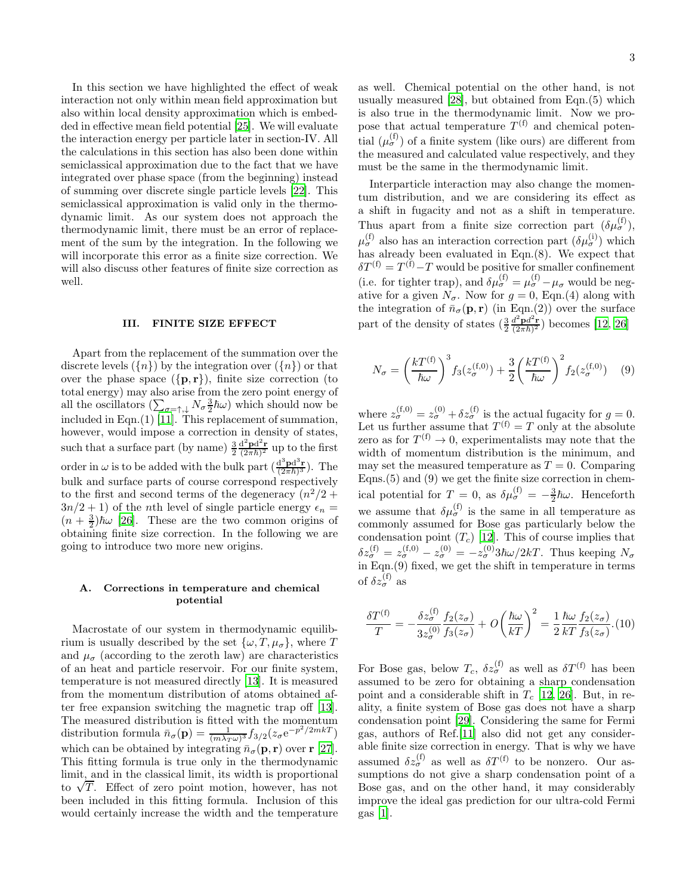In this section we have highlighted the effect of weak interaction not only within mean field approximation but also within local density approximation which is embedded in effective mean field potential [25]. We will evaluate the interaction energy per particle later in section-IV. All the calculations in this section has also been done within semiclassical approximation due to the fact that we have integrated over phase space (from the beginning) instead of summing over discrete single particle levels [22]. This semiclassical approximation is valid only in the thermodynamic limit. As our system does not approach the thermodynamic limit, there must be an error of replacement of the sum by the integration. In the following we will incorporate this error as a finite size correction. We will also discuss other features of finite size correction as well.

## III. FINITE SIZE EFFECT

Apart from the replacement of the summation over the discrete levels ($\{n\}$) by the integration over ($\{n\}$) or that over the phase space ($\{\mathbf{p},\mathbf{r}\}$), finite size correction (to total energy) may also arise from the zero point energy of all the oscillators ($\sum_{\sigma=\uparrow,\downarrow} N_\sigma \frac{3}{2}\hbar\omega$) which should now be included in Eqn.(1) [11]. This replacement of summation, however, would impose a correction in density of states, such that a surface part (by name) $\frac{3}{2}\frac{\mathrm{d}^2\mathbf{p}\mathrm{d}^2\mathbf{r}}{(2\pi\hbar)^2}$ up to the first order in $\omega$ is to be added with the bulk part ($\frac{\mathrm{d}^3\mathbf{p}\mathrm{d}^3\mathbf{r}}{(2\pi\hbar)^3}$). The bulk and surface parts of course correspond respectively to the first and second terms of the degeneracy $(n^2/2 + 3n/2 + 1)$ of the $n$th level of single particle energy $\epsilon_n = (n + \frac{3}{2})\hbar\omega$ [26]. These are the two common origins of obtaining finite size correction. In the following we are going to introduce two more new origins.

### A. Corrections in temperature and chemical potential

Macrostate of our system in thermodynamic equilibrium is usually described by the set $\{\omega, T, \mu_\sigma\}$, where $T$ and $\mu_\sigma$ (according to the zeroth law) are characteristics of an heat and particle reservoir. For our finite system, temperature is not measured directly [13]. It is measured from the momentum distribution of atoms obtained after free expansion switching the magnetic trap off [13]. The measured distribution is fitted with the momentum distribution formula $\bar{n}_\sigma(\mathbf{p}) = \frac{1}{(m\lambda_T\omega)^3} f_{3/2}(z_\sigma \mathrm{e}^{-p^2/2mkT})$ which can be obtained by integrating $\bar{n}_\sigma(\mathbf{p},\mathbf{r})$ over $\mathbf{r}$ [27]. This fitting formula is true only in the thermodynamic limit, and in the classical limit, its width is proportional to $\sqrt{T}$. Effect of zero point motion, however, has not been included in this fitting formula. Inclusion of this would certainly increase the width and the temperature as well. Chemical potential on the other hand, is not usually measured [28], but obtained from Eqn.(5) which is also true in the thermodynamic limit. Now we propose that actual temperature $T^{(\mathrm{f})}$ and chemical potential ($\mu_\sigma^{(\mathrm{f})}$) of a finite system (like ours) are different from the measured and calculated value respectively, and they must be the same in the thermodynamic limit.

Interparticle interaction may also change the momentum distribution, and we are considering its effect as a shift in fugacity and not as a shift in temperature. Thus apart from a finite size correction part ($\delta\mu_\sigma^{(\mathrm{f})}$), $\mu_\sigma^{(\mathrm{f})}$ also has an interaction correction part ($\delta\mu_\sigma^{(\mathrm{i})}$) which has already been evaluated in Eqn.(8). We expect that $\delta T^{(\mathrm{f})} = T^{(\mathrm{f})} - T$ would be positive for smaller confinement (i.e. for tighter trap), and $\delta\mu_\sigma^{(\mathrm{f})} = \mu_\sigma^{(\mathrm{f})} - \mu_\sigma$ would be negative for a given $N_\sigma$. Now for $g = 0$, Eqn.(4) along with the integration of $\bar{n}_\sigma(\mathbf{p},\mathbf{r})$ (in Eqn.(2)) over the surface part of the density of states ($\frac{3}{2}\frac{d^2\mathbf{p}d^2\mathbf{r}}{(2\pi\hbar)^2}$) becomes [12, 26]

$$N_\sigma = \left(\frac{kT^{(\mathrm{f})}}{\hbar\omega}\right)^3 f_3(z_\sigma^{(\mathrm{f},0)}) + \frac{3}{2}\left(\frac{kT^{(\mathrm{f})}}{\hbar\omega}\right)^2 f_2(z_\sigma^{(\mathrm{f},0)}) \quad (9)$$

where $z_\sigma^{(\mathrm{f},0)} = z_\sigma^{(0)} + \delta z_\sigma^{(\mathrm{f})}$ is the actual fugacity for $g = 0$. Let us further assume that $T^{(\mathrm{f})} = T$ only at the absolute zero as for $T^{(\mathrm{f})} \to 0$, experimentalists may note that the width of momentum distribution is the minimum, and may set the measured temperature as $T = 0$. Comparing Eqns.(5) and (9) we get the finite size correction in chemical potential for $T = 0$, as $\delta\mu_\sigma^{(\mathrm{f})} = -\frac{3}{2}\hbar\omega$. Henceforth we assume that $\delta\mu_\sigma^{(\mathrm{f})}$ is the same in all temperature as commonly assumed for Bose gas particularly below the condensation point ($T_c$) [12]. This of course implies that $\delta z_\sigma^{(\mathrm{f})} = z_\sigma^{(\mathrm{f},0)} - z_\sigma^{(0)} = -z_\sigma^{(0)} 3\hbar\omega/2kT$. Thus keeping $N_\sigma$ in Eqn.(9) fixed, we get the shift in temperature in terms of $\delta z_\sigma^{(\mathrm{f})}$ as

$$\frac{\delta T^{(\mathrm{f})}}{T} = -\frac{\delta z_\sigma^{(\mathrm{f})}}{3z_\sigma^{(0)}}\frac{f_2(z_\sigma)}{f_3(z_\sigma)} + O\left(\frac{\hbar\omega}{kT}\right)^2 = \frac{1}{2}\frac{\hbar\omega}{kT}\frac{f_2(z_\sigma)}{f_3(z_\sigma)}. \quad (10)$$

For Bose gas, below $T_c$, $\delta z_\sigma^{(\mathrm{f})}$ as well as $\delta T^{(\mathrm{f})}$ has been assumed to be zero for obtaining a sharp condensation point and a considerable shift in $T_c$ [12, 26]. But, in reality, a finite system of Bose gas does not have a sharp condensation point [29]. Considering the same for Fermi gas, authors of Ref.[11] also did not get any considerable finite size correction in energy. That is why we have assumed $\delta z_\sigma^{(\mathrm{f})}$ as well as $\delta T^{(\mathrm{f})}$ to be nonzero. Our assumptions do not give a sharp condensation point of a Bose gas, and on the other hand, it may considerably improve the ideal gas prediction for our ultra-cold Fermi gas [1].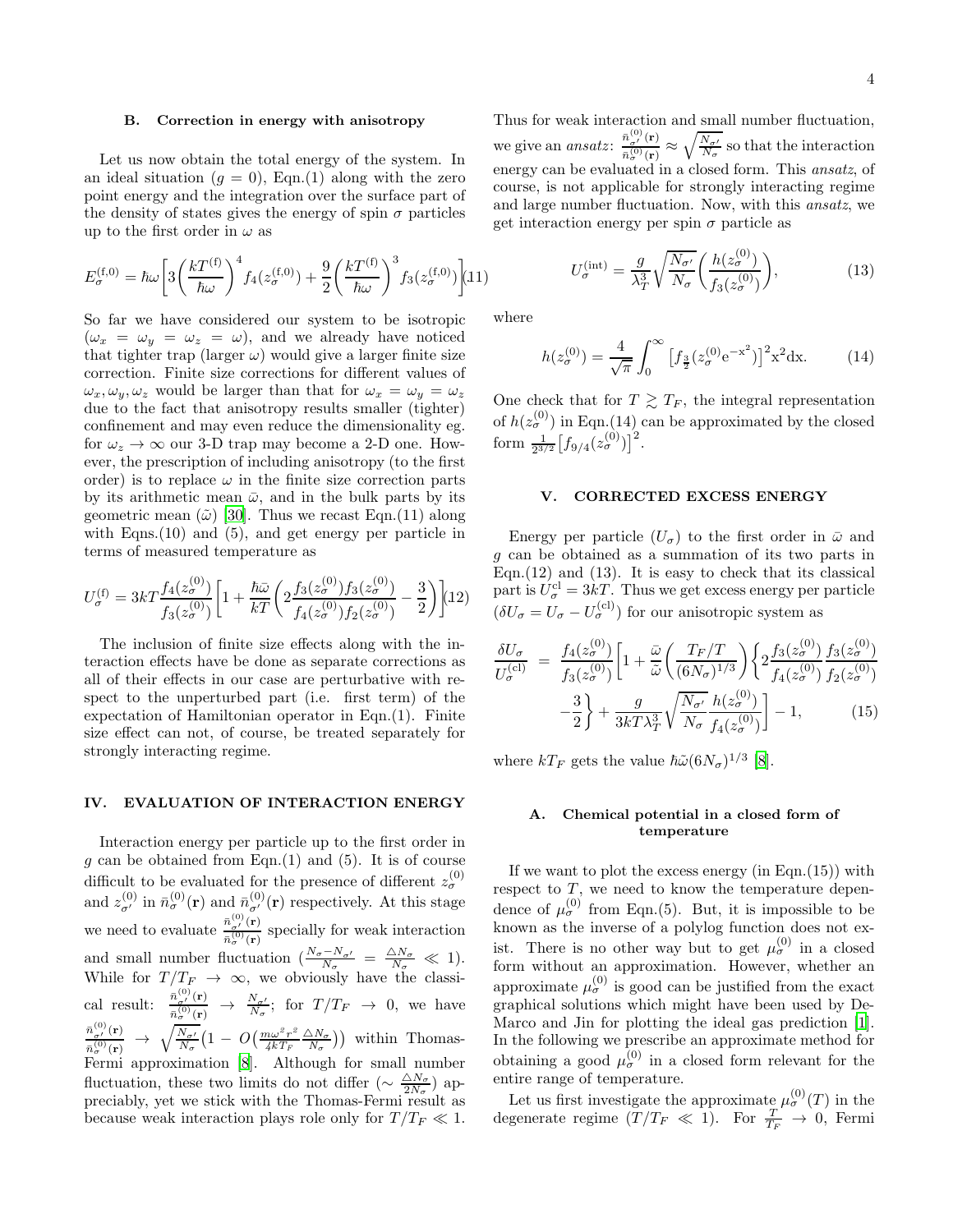### B. Correction in energy with anisotropy

Let us now obtain the total energy of the system. In an ideal situation ($g = 0$), Eqn.(1) along with the zero point energy and the integration over the surface part of the density of states gives the energy of spin $\sigma$ particles up to the first order in $\omega$ as

$$E_\sigma^{(\mathrm{f},0)} = \hbar\omega\left[3\left(\frac{kT^{(\mathrm{f})}}{\hbar\omega}\right)^4 f_4(z_\sigma^{(\mathrm{f},0)}) + \frac{9}{2}\left(\frac{kT^{(\mathrm{f})}}{\hbar\omega}\right)^3 f_3(z_\sigma^{(\mathrm{f},0)})\right] \quad (11)$$

So far we have considered our system to be isotropic ($\omega_x = \omega_y = \omega_z = \omega$), and we already have noticed that tighter trap (larger $\omega$) would give a larger finite size correction. Finite size corrections for different values of $\omega_x, \omega_y, \omega_z$ would be larger than that for $\omega_x = \omega_y = \omega_z$ due to the fact that anisotropy results smaller (tighter) confinement and may even reduce the dimensionality eg. for $\omega_z \to \infty$ our 3-D trap may become a 2-D one. However, the prescription of including anisotropy (to the first order) is to replace $\omega$ in the finite size correction parts by its arithmetic mean $\bar{\omega}$, and in the bulk parts by its geometric mean ($\tilde{\omega}$) [30]. Thus we recast Eqn.(11) along with Eqns.(10) and (5), and get energy per particle in terms of measured temperature as

$$U_\sigma^{(\mathrm{f})} = 3kT\frac{f_4(z_\sigma^{(0)})}{f_3(z_\sigma^{(0)})}\left[1 + \frac{\hbar\bar{\omega}}{kT}\left(2\frac{f_3(z_\sigma^{(0)})f_3(z_\sigma^{(0)})}{f_4(z_\sigma^{(0)})f_2(z_\sigma^{(0)})} - \frac{3}{2}\right)\right] \quad (12)$$

The inclusion of finite size effects along with the interaction effects have be done as separate corrections as all of their effects in our case are perturbative with respect to the unperturbed part (i.e. first term) of the expectation of Hamiltonian operator in Eqn.(1). Finite size effect can not, of course, be treated separately for strongly interacting regime.

## IV. EVALUATION OF INTERACTION ENERGY

Interaction energy per particle up to the first order in $g$ can be obtained from Eqn.(1) and (5). It is of course difficult to be evaluated for the presence of different $z_\sigma^{(0)}$ and $z_{\sigma'}^{(0)}$ in $\bar{n}_\sigma^{(0)}(\mathbf{r})$ and $\bar{n}_{\sigma'}^{(0)}(\mathbf{r})$ respectively. At this stage we need to evaluate $\frac{\bar{n}_{\sigma'}^{(0)}(\mathbf{r})}{\bar{n}_\sigma^{(0)}(\mathbf{r})}$ specially for weak interaction and small number fluctuation ($\frac{N_\sigma - N_{\sigma'}}{N_\sigma} = \frac{\triangle N_\sigma}{N_\sigma} \ll 1$). While for $T/T_F \to \infty$, we obviously have the classical result: $\frac{\bar{n}_{\sigma'}^{(0)}(\mathbf{r})}{\bar{n}_\sigma^{(0)}(\mathbf{r})} \to \frac{N_{\sigma'}}{N_\sigma}$; for $T/T_F \to 0$, we have $\frac{\bar{n}_{\sigma'}^{(0)}(\mathbf{r})}{\bar{n}_\sigma^{(0)}(\mathbf{r})} \to \sqrt{\frac{N_{\sigma'}}{N_\sigma}}\big(1 - O\big(\frac{m\omega^2 r^2}{4kT_F}\frac{\triangle N_\sigma}{N_\sigma}\big)\big)$ within Thomas-Fermi approximation [8]. Although for small number fluctuation, these two limits do not differ ($\sim \frac{\triangle N_\sigma}{2N_\sigma}$) appreciably, yet we stick with the Thomas-Fermi result as because weak interaction plays role only for $T/T_F \ll 1$. Thus for weak interaction and small number fluctuation, we give an *ansatz*: $\frac{\bar{n}_{\sigma'}^{(0)}(\mathbf{r})}{\bar{n}_\sigma^{(0)}(\mathbf{r})} \approx \sqrt{\frac{N_{\sigma'}}{N_\sigma}}$ so that the interaction energy can be evaluated in a closed form. This *ansatz*, of course, is not applicable for strongly interacting regime and large number fluctuation. Now, with this *ansatz*, we get interaction energy per spin $\sigma$ particle as

$$U_\sigma^{(\mathrm{int})} = \frac{g}{\lambda_T^3}\sqrt{\frac{N_{\sigma'}}{N_\sigma}}\left(\frac{h(z_\sigma^{(0)})}{f_3(z_\sigma^{(0)})}\right), \quad (13)$$

where

$$h(z_\sigma^{(0)}) = \frac{4}{\sqrt{\pi}}\int_0^\infty \left[f_{\frac{3}{2}}(z_\sigma^{(0)}\mathrm{e}^{-\mathrm{x}^2})\right]^2 \mathrm{x}^2 \mathrm{dx}. \quad (14)$$

One check that for $T \gtrsim T_F$, the integral representation of $h(z_\sigma^{(0)})$ in Eqn.(14) can be approximated by the closed form $\frac{1}{2^{3/2}}\left[f_{9/4}(z_\sigma^{(0)})\right]^2$.

## V. CORRECTED EXCESS ENERGY

Energy per particle ($U_\sigma$) to the first order in $\bar{\omega}$ and $g$ can be obtained as a summation of its two parts in Eqn.(12) and (13). It is easy to check that its classical part is $U_\sigma^{\mathrm{cl}} = 3kT$. Thus we get excess energy per particle ($\delta U_\sigma = U_\sigma - U_\sigma^{(\mathrm{cl})}$) for our anisotropic system as

$$\begin{aligned}\frac{\delta U_\sigma}{U_\sigma^{(\mathrm{cl})}} &= \frac{f_4(z_\sigma^{(0)})}{f_3(z_\sigma^{(0)})}\bigg[1 + \frac{\bar{\omega}}{\tilde{\omega}}\left(\frac{T_F/T}{(6N_\sigma)^{1/3}}\right)\bigg\{2\frac{f_3(z_\sigma^{(0)})}{f_4(z_\sigma^{(0)})}\frac{f_3(z_\sigma^{(0)})}{f_2(z_\sigma^{(0)})} \\ &\quad - \frac{3}{2}\bigg\} + \frac{g}{3kT\lambda_T^3}\sqrt{\frac{N_{\sigma'}}{N_\sigma}}\frac{h(z_\sigma^{(0)})}{f_4(z_\sigma^{(0)})}\bigg] - 1, \quad (15)\end{aligned}$$

where $kT_F$ gets the value $\hbar\tilde{\omega}(6N_\sigma)^{1/3}$ [8].

### A. Chemical potential in a closed form of temperature

If we want to plot the excess energy (in Eqn.(15)) with respect to $T$, we need to know the temperature dependence of $\mu_\sigma^{(0)}$ from Eqn.(5). But, it is impossible to be known as the inverse of a polylog function does not exist. There is no other way but to get $\mu_\sigma^{(0)}$ in a closed form without an approximation. However, whether an approximate $\mu_\sigma^{(0)}$ is good can be justified from the exact graphical solutions which might have been used by DeMarco and Jin for plotting the ideal gas prediction [1]. In the following we prescribe an approximate method for obtaining a good $\mu_\sigma^{(0)}$ in a closed form relevant for the entire range of temperature.

Let us first investigate the approximate $\mu_\sigma^{(0)}(T)$ in the degenerate regime ($T/T_F \ll 1$). For $\frac{T}{T_F} \to 0$, Fermi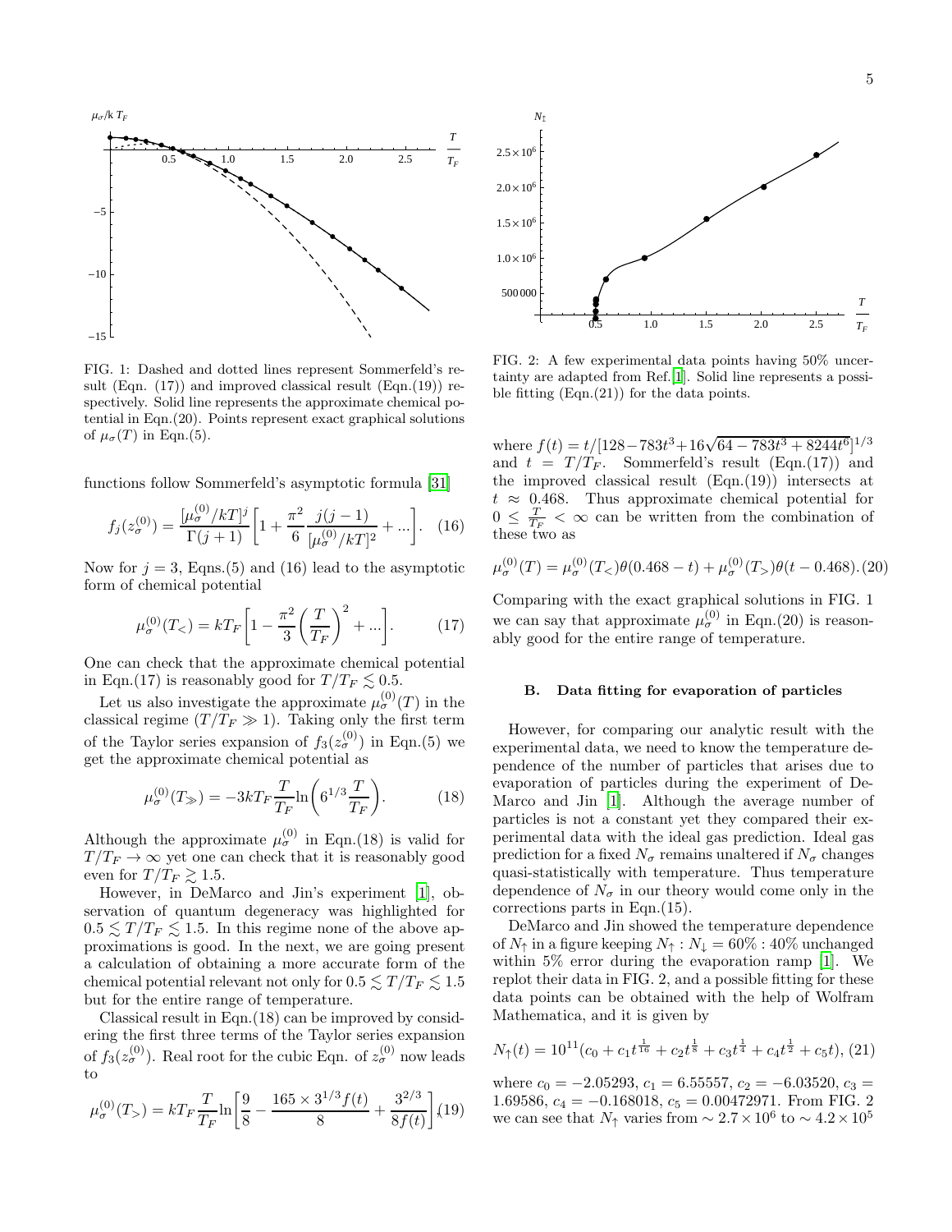FIG. 1: Dashed and dotted lines represent Sommerfeld's result (Eqn. (17)) and improved classical result (Eqn.(19)) respectively. Solid line represents the approximate chemical potential in Eqn.(20). Points represent exact graphical solutions of $\mu_\sigma(T)$ in Eqn.(5).

functions follow Sommerfeld's asymptotic formula [31]

$$f_j(z_\sigma^{(0)}) = \frac{[\mu_\sigma^{(0)}/kT]^j}{\Gamma(j+1)}\left[1 + \frac{\pi^2}{6}\frac{j(j-1)}{[\mu_\sigma^{(0)}/kT]^2} + ...\right]. \quad (16)$$

Now for $j = 3$, Eqns.(5) and (16) lead to the asymptotic form of chemical potential

$$\mu_\sigma^{(0)}(T_<) = kT_F\left[1 - \frac{\pi^2}{3}\left(\frac{T}{T_F}\right)^2 + ...\right]. \quad (17)$$

One can check that the approximate chemical potential in Eqn.(17) is reasonably good for $T/T_F \lesssim 0.5$.

Let us also investigate the approximate $\mu_\sigma^{(0)}(T)$ in the classical regime ($T/T_F \gg 1$). Taking only the first term of the Taylor series expansion of $f_3(z_\sigma^{(0)})$ in Eqn.(5) we get the approximate chemical potential as

$$\mu_\sigma^{(0)}(T_\gg) = -3kT_F\frac{T}{T_F}\ln\left(6^{1/3}\frac{T}{T_F}\right). \quad (18)$$

Although the approximate $\mu_\sigma^{(0)}$ in Eqn.(18) is valid for $T/T_F \to \infty$ yet one can check that it is reasonably good even for $T/T_F \gtrsim 1.5$.

However, in DeMarco and Jin's experiment [1], observation of quantum degeneracy was highlighted for $0.5 \lesssim T/T_F \lesssim 1.5$. In this regime none of the above approximations is good. In the next, we are going present a calculation of obtaining a more accurate form of the chemical potential relevant not only for $0.5 \lesssim T/T_F \lesssim 1.5$ but for the entire range of temperature.

Classical result in Eqn.(18) can be improved by considering the first three terms of the Taylor series expansion of $f_3(z_\sigma^{(0)})$. Real root for the cubic Eqn. of $z_\sigma^{(0)}$ now leads to

$$\mu_\sigma^{(0)}(T_>) = kT_F\frac{T}{T_F}\ln\left[\frac{9}{8} - \frac{165\times 3^{1/3}f(t)}{8} + \frac{3^{2/3}}{8f(t)}\right], \quad (19)$$

FIG. 2: A few experimental data points having 50% uncertainty are adapted from Ref.[1]. Solid line represents a possible fitting (Eqn.(21)) for the data points.

where $f(t) = t/[128 - 783t^3 + 16\sqrt{64 - 783t^3 + 8244t^6}]^{1/3}$ and $t = T/T_F$. Sommerfeld's result (Eqn.(17)) and the improved classical result (Eqn.(19)) intersects at $t \approx 0.468$. Thus approximate chemical potential for $0 \leq \frac{T}{T_F} < \infty$ can be written from the combination of these two as

$$\mu_\sigma^{(0)}(T) = \mu_\sigma^{(0)}(T_<)\theta(0.468 - t) + \mu_\sigma^{(0)}(T_>)\theta(t - 0.468). \quad (20)$$

Comparing with the exact graphical solutions in FIG. 1 we can say that approximate $\mu_\sigma^{(0)}$ in Eqn.(20) is reasonably good for the entire range of temperature.

### B. Data fitting for evaporation of particles

However, for comparing our analytic result with the experimental data, we need to know the temperature dependence of the number of particles that arises due to evaporation of particles during the experiment of DeMarco and Jin [1]. Although the average number of particles is not a constant yet they compared their experimental data with the ideal gas prediction. Ideal gas prediction for a fixed $N_\sigma$ remains unaltered if $N_\sigma$ changes quasi-statistically with temperature. Thus temperature dependence of $N_\sigma$ in our theory would come only in the corrections parts in Eqn.(15).

DeMarco and Jin showed the temperature dependence of $N_\uparrow$ in a figure keeping $N_\uparrow : N_\downarrow = 60\% : 40\%$ unchanged within 5% error during the evaporation ramp [1]. We replot their data in FIG. 2, and a possible fitting for these data points can be obtained with the help of Wolfram Mathematica, and it is given by

$$N_\uparrow(t) = 10^{11}(c_0 + c_1 t^{\frac{1}{16}} + c_2 t^{\frac{1}{8}} + c_3 t^{\frac{1}{4}} + c_4 t^{\frac{1}{2}} + c_5 t), \quad (21)$$

where $c_0 = -2.05293$, $c_1 = 6.55557$, $c_2 = -6.03520$, $c_3 = 1.69586$, $c_4 = -0.168018$, $c_5 = 0.00472971$. From FIG. 2 we can see that $N_\uparrow$ varies from $\sim 2.7\times 10^6$ to $\sim 4.2\times 10^5$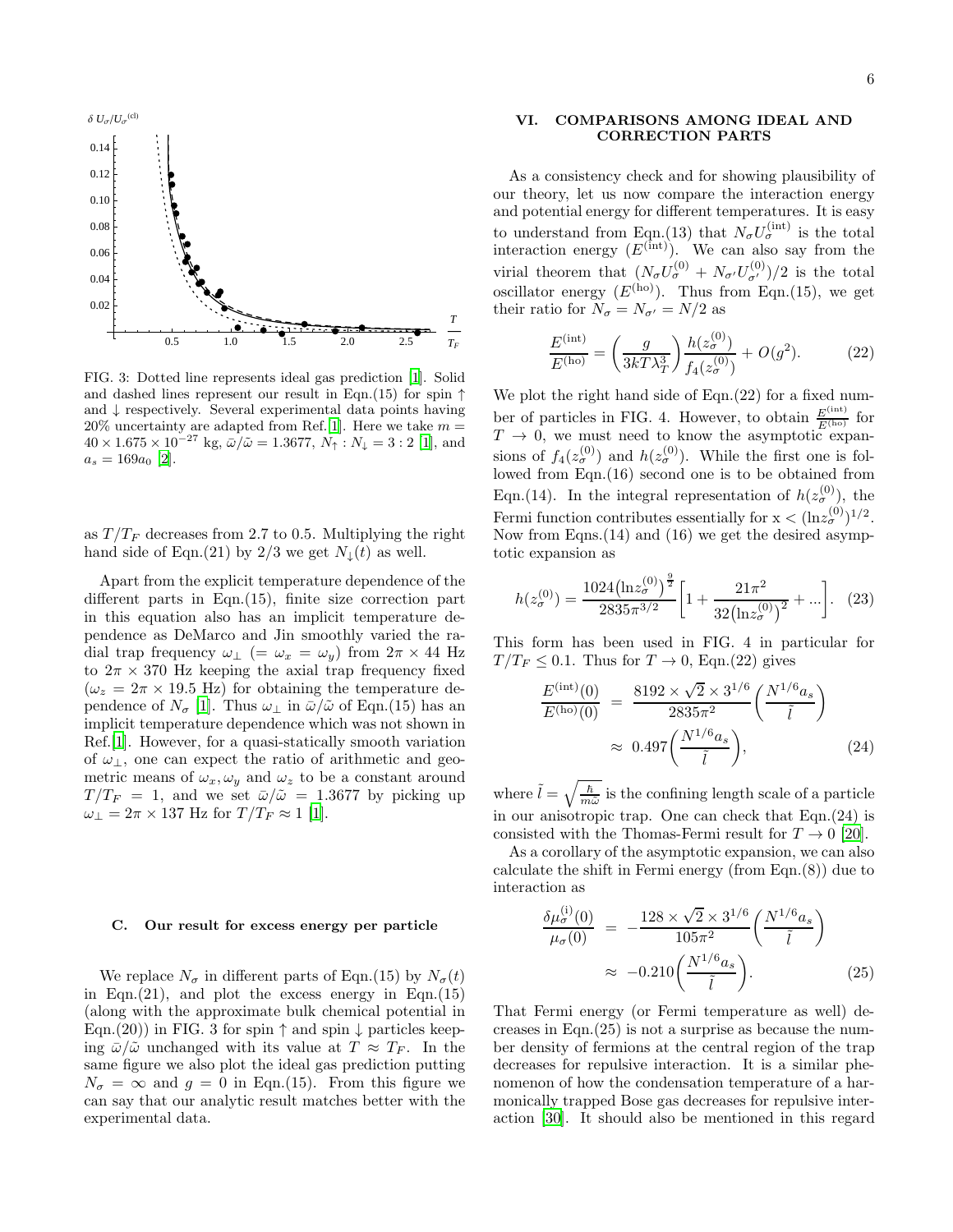FIG. 3: Dotted line represents ideal gas prediction [1]. Solid and dashed lines represent our result in Eqn.(15) for spin ↑ and ↓ respectively. Several experimental data points having 20% uncertainty are adapted from Ref.[1]. Here we take $m = 40 \times 1.675 \times 10^{-27}$ kg, $\bar{\omega}/\tilde{\omega} = 1.3677$, $N_\uparrow : N_\downarrow = 3 : 2$ [1], and $a_s = 169 a_0$ [2].

as $T/T_F$ decreases from 2.7 to 0.5. Multiplying the right hand side of Eqn.(21) by 2/3 we get $N_\downarrow(t)$ as well.

Apart from the explicit temperature dependence of the different parts in Eqn.(15), finite size correction part in this equation also has an implicit temperature dependence as DeMarco and Jin smoothly varied the radial trap frequency $\omega_\perp$ ($= \omega_x = \omega_y$) from $2\pi \times 44$ Hz to $2\pi \times 370$ Hz keeping the axial trap frequency fixed ($\omega_z = 2\pi \times 19.5$ Hz) for obtaining the temperature dependence of $N_\sigma$ [1]. Thus $\omega_\perp$ in $\bar{\omega}/\tilde{\omega}$ of Eqn.(15) has an implicit temperature dependence which was not shown in Ref.[1]. However, for a quasi-statically smooth variation of $\omega_\perp$, one can expect the ratio of arithmetic and geometric means of $\omega_x, \omega_y$ and $\omega_z$ to be a constant around $T/T_F = 1$, and we set $\bar{\omega}/\tilde{\omega} = 1.3677$ by picking up $\omega_\perp = 2\pi \times 137$ Hz for $T/T_F \approx 1$ [1].

### C. Our result for excess energy per particle

We replace $N_\sigma$ in different parts of Eqn.(15) by $N_\sigma(t)$ in Eqn.(21), and plot the excess energy in Eqn.(15) (along with the approximate bulk chemical potential in Eqn.(20)) in FIG. 3 for spin ↑ and spin ↓ particles keeping $\bar{\omega}/\tilde{\omega}$ unchanged with its value at $T \approx T_F$. In the same figure we also plot the ideal gas prediction putting $N_\sigma = \infty$ and $g = 0$ in Eqn.(15). From this figure we can say that our analytic result matches better with the experimental data.

## VI. COMPARISONS AMONG IDEAL AND CORRECTION PARTS

As a consistency check and for showing plausibility of our theory, let us now compare the interaction energy and potential energy for different temperatures. It is easy to understand from Eqn.(13) that $N_\sigma U_\sigma^{(\text{int})}$ is the total interaction energy ($E^{(\text{int})}$). We can also say from the virial theorem that $(N_\sigma U_\sigma^{(0)} + N_{\sigma'} U_{\sigma'}^{(0)})/2$ is the total oscillator energy ($E^{(\text{ho})}$). Thus from Eqn.(15), we get their ratio for $N_\sigma = N_{\sigma'} = N/2$ as

$$\frac{E^{(\text{int})}}{E^{(\text{ho})}} = \left(\frac{g}{3kT\lambda_T^3}\right)\frac{h(z_\sigma^{(0)})}{f_4(z_\sigma^{(0)})} + O(g^2). \tag{22}$$

We plot the right hand side of Eqn.(22) for a fixed number of particles in FIG. 4. However, to obtain $\frac{E^{(\text{int})}}{E^{(\text{ho})}}$ for $T \to 0$, we must need to know the asymptotic expansions of $f_4(z_\sigma^{(0)})$ and $h(z_\sigma^{(0)})$. While the first one is followed from Eqn.(16) second one is to be obtained from Eqn.(14). In the integral representation of $h(z_\sigma^{(0)})$, the Fermi function contributes essentially for $x < (\ln z_\sigma^{(0)})^{1/2}$. Now from Eqns.(14) and (16) we get the desired asymptotic expansion as

$$h(z_\sigma^{(0)}) = \frac{1024\left(\ln z_\sigma^{(0)}\right)^{\frac{9}{2}}}{2835\pi^{3/2}}\left[1 + \frac{21\pi^2}{32\left(\ln z_\sigma^{(0)}\right)^2} + \ldots\right]. \tag{23}$$

This form has been used in FIG. 4 in particular for $T/T_F \leq 0.1$. Thus for $T \to 0$, Eqn.(22) gives

$$\begin{aligned}\frac{E^{(\text{int})}(0)}{E^{(\text{ho})}(0)} &= \frac{8192 \times \sqrt{2} \times 3^{1/6}}{2835\pi^2}\left(\frac{N^{1/6}a_s}{\tilde{l}}\right) \\ &\approx 0.497\left(\frac{N^{1/6}a_s}{\tilde{l}}\right),\end{aligned} \tag{24}$$

where $\tilde{l} = \sqrt{\frac{\hbar}{m\tilde{\omega}}}$ is the confining length scale of a particle in our anisotropic trap. One can check that Eqn.(24) is consisted with the Thomas-Fermi result for $T \to 0$ [20].

As a corollary of the asymptotic expansion, we can also calculate the shift in Fermi energy (from Eqn.(8)) due to interaction as

$$\begin{aligned}\frac{\delta\mu_\sigma^{(\text{i})}(0)}{\mu_\sigma(0)} &= -\frac{128 \times \sqrt{2} \times 3^{1/6}}{105\pi^2}\left(\frac{N^{1/6}a_s}{\tilde{l}}\right) \\ &\approx -0.210\left(\frac{N^{1/6}a_s}{\tilde{l}}\right).\end{aligned} \tag{25}$$

That Fermi energy (or Fermi temperature as well) decreases in Eqn.(25) is not a surprise as because the number density of fermions at the central region of the trap decreases for repulsive interaction. It is a similar phenomenon of how the condensation temperature of a harmonically trapped Bose gas decreases for repulsive interaction [30]. It should also be mentioned in this regard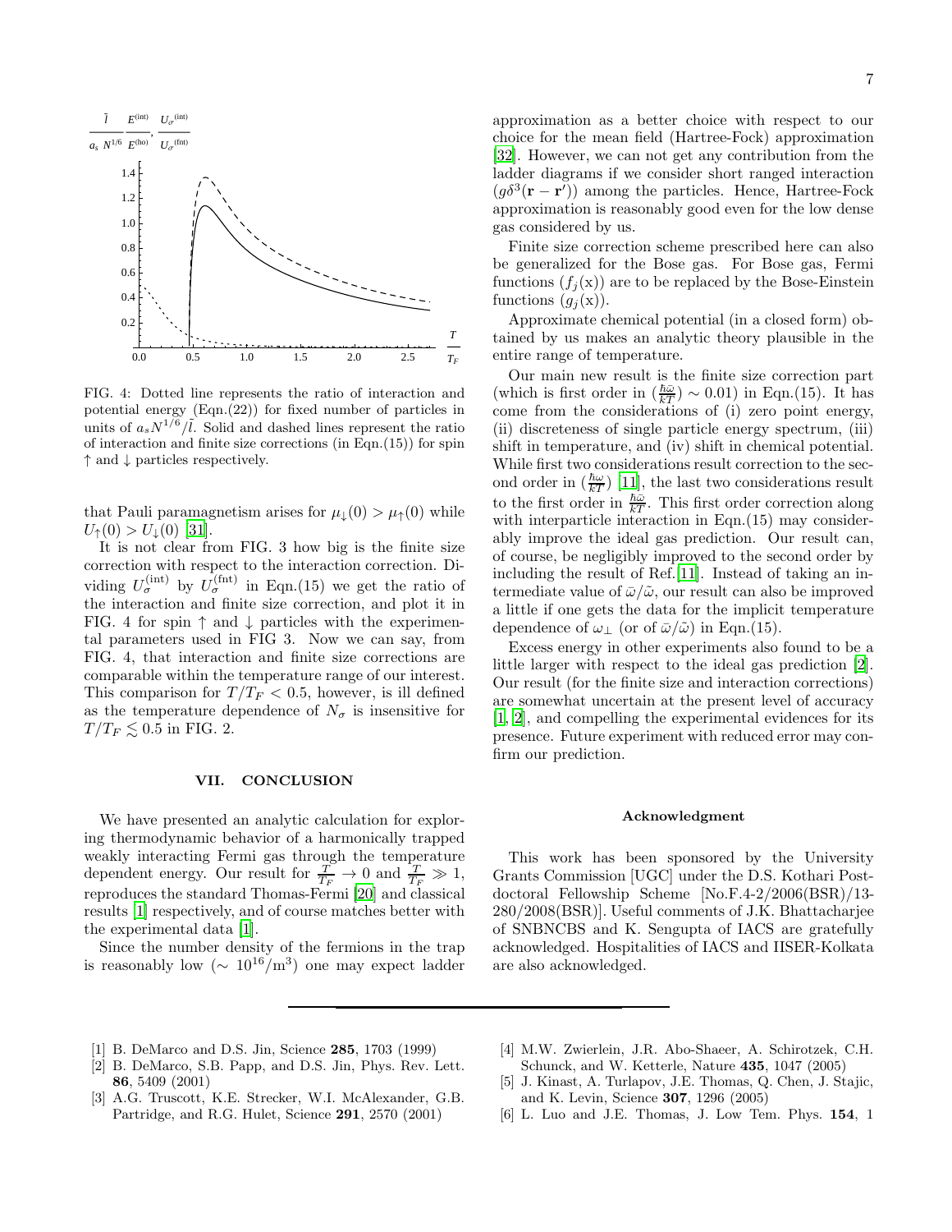FIG. 4: Dotted line represents the ratio of interaction and potential energy (Eqn.(22)) for fixed number of particles in units of $a_s N^{1/6}/\bar{l}$. Solid and dashed lines represent the ratio of interaction and finite size corrections (in Eqn.(15)) for spin ↑ and ↓ particles respectively.

that Pauli paramagnetism arises for $\mu_\downarrow(0) > \mu_\uparrow(0)$ while $U_\uparrow(0) > U_\downarrow(0)$ [31].

It is not clear from FIG. 3 how big is the finite size correction with respect to the interaction correction. Dividing $U_\sigma^{(\text{int})}$ by $U_\sigma^{(\text{fnt})}$ in Eqn.(15) we get the ratio of the interaction and finite size correction, and plot it in FIG. 4 for spin ↑ and ↓ particles with the experimental parameters used in FIG 3. Now we can say, from FIG. 4, that interaction and finite size corrections are comparable within the temperature range of our interest. This comparison for $T/T_F < 0.5$, however, is ill defined as the temperature dependence of $N_\sigma$ is insensitive for $T/T_F \lesssim 0.5$ in FIG. 2.

## VII. CONCLUSION

We have presented an analytic calculation for exploring thermodynamic behavior of a harmonically trapped weakly interacting Fermi gas through the temperature dependent energy. Our result for $\frac{T}{T_F} \to 0$ and $\frac{T}{T_F} \gg 1$, reproduces the standard Thomas-Fermi [20] and classical results [1] respectively, and of course matches better with the experimental data [1].

Since the number density of the fermions in the trap is reasonably low ($\sim 10^{16}/\text{m}^3$) one may expect ladder approximation as a better choice with respect to our choice for the mean field (Hartree-Fock) approximation [32]. However, we can not get any contribution from the ladder diagrams if we consider short ranged interaction ($g\delta^3(\mathbf{r}-\mathbf{r}')$) among the particles. Hence, Hartree-Fock approximation is reasonably good even for the low dense gas considered by us.

Finite size correction scheme prescribed here can also be generalized for the Bose gas. For Bose gas, Fermi functions ($f_j(\text{x})$) are to be replaced by the Bose-Einstein functions ($g_j(\text{x})$).

Approximate chemical potential (in a closed form) obtained by us makes an analytic theory plausible in the entire range of temperature.

Our main new result is the finite size correction part (which is first order in $(\frac{\hbar\bar{\omega}}{kT}) \sim 0.01$) in Eqn.(15). It has come from the considerations of (i) zero point energy, (ii) discreteness of single particle energy spectrum, (iii) shift in temperature, and (iv) shift in chemical potential. While first two considerations result correction to the second order in $(\frac{\hbar\omega}{kT})$ [11], the last two considerations result to the first order in $\frac{\hbar\bar{\omega}}{kT}$. This first order correction along with interparticle interaction in Eqn.(15) may considerably improve the ideal gas prediction. Our result can, of course, be negligibly improved to the second order by including the result of Ref.[11]. Instead of taking an intermediate value of $\bar{\omega}/\tilde{\omega}$, our result can also be improved a little if one gets the data for the implicit temperature dependence of $\omega_\perp$ (or of $\bar{\omega}/\tilde{\omega}$) in Eqn.(15).

Excess energy in other experiments also found to be a little larger with respect to the ideal gas prediction [2]. Our result (for the finite size and interaction corrections) are somewhat uncertain at the present level of accuracy [1, 2], and compelling the experimental evidences for its presence. Future experiment with reduced error may confirm our prediction.

### Acknowledgment

This work has been sponsored by the University Grants Commission [UGC] under the D.S. Kothari Postdoctoral Fellowship Scheme [No.F.4-2/2006(BSR)/13-280/2008(BSR)]. Useful comments of J.K. Bhattacharjee of SNBNCBS and K. Sengupta of IACS are gratefully acknowledged. Hospitalities of IACS and IISER-Kolkata are also acknowledged.

---

[1] B. DeMarco and D.S. Jin, Science **285**, 1703 (1999)

[2] B. DeMarco, S.B. Papp, and D.S. Jin, Phys. Rev. Lett. **86**, 5409 (2001)

[3] A.G. Truscott, K.E. Strecker, W.I. McAlexander, G.B. Partridge, and R.G. Hulet, Science **291**, 2570 (2001)

[4] M.W. Zwierlein, J.R. Abo-Shaeer, A. Schirotzek, C.H. Schunck, and W. Ketterle, Nature **435**, 1047 (2005)

[5] J. Kinast, A. Turlapov, J.E. Thomas, Q. Chen, J. Stajic, and K. Levin, Science **307**, 1296 (2005)

[6] L. Luo and J.E. Thomas, J. Low Tem. Phys. **154**, 1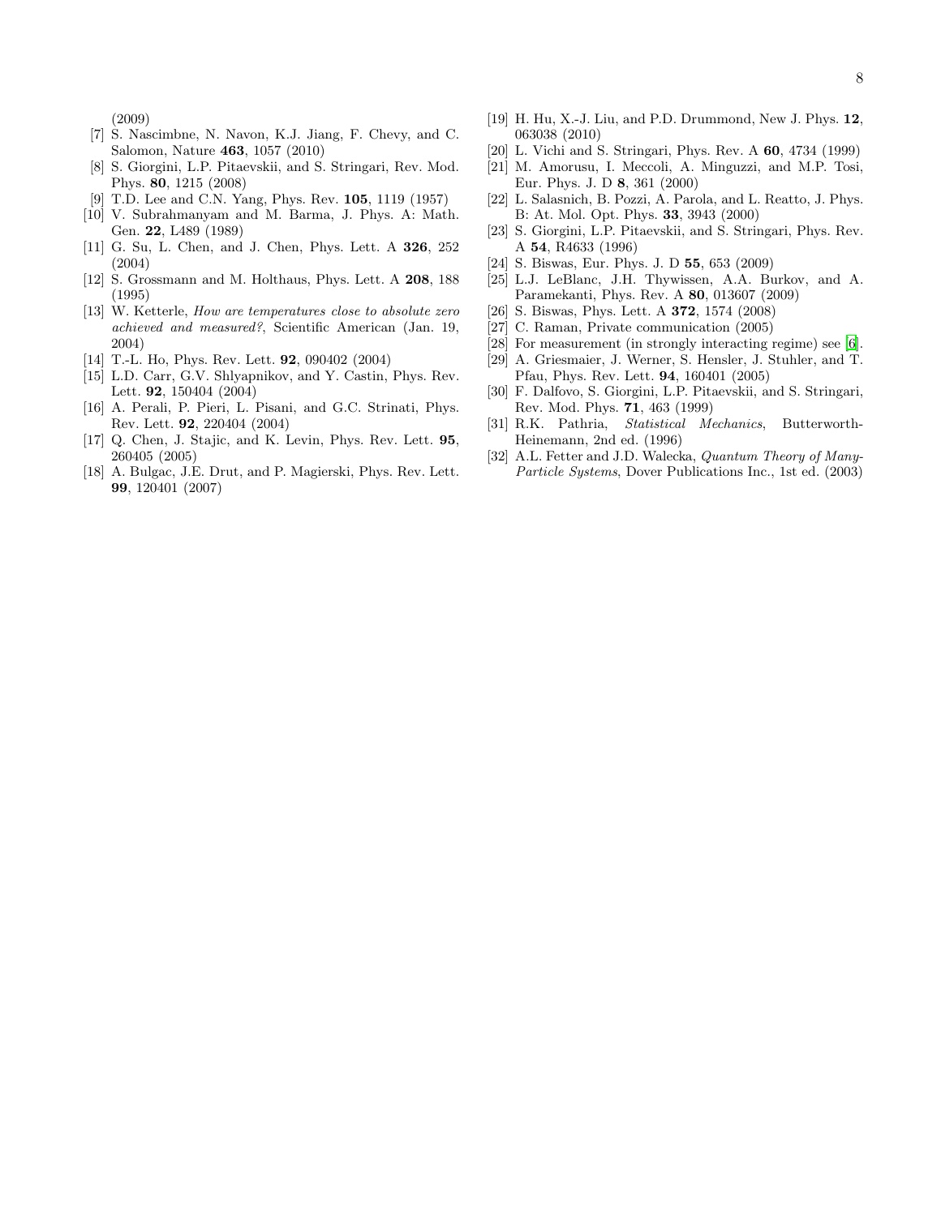(2009)

- [7] S. Nascimbne, N. Navon, K.J. Jiang, F. Chevy, and C. Salomon, Nature **463**, 1057 (2010)
- [8] S. Giorgini, L.P. Pitaevskii, and S. Stringari, Rev. Mod. Phys. **80**, 1215 (2008)
- [9] T.D. Lee and C.N. Yang, Phys. Rev. **105**, 1119 (1957)
- [10] V. Subrahmanyam and M. Barma, J. Phys. A: Math. Gen. **22**, L489 (1989)
- [11] G. Su, L. Chen, and J. Chen, Phys. Lett. A **326**, 252 (2004)
- [12] S. Grossmann and M. Holthaus, Phys. Lett. A **208**, 188 (1995)
- [13] W. Ketterle, *How are temperatures close to absolute zero achieved and measured?*, Scientific American (Jan. 19, 2004)
- [14] T.-L. Ho, Phys. Rev. Lett. **92**, 090402 (2004)
- [15] L.D. Carr, G.V. Shlyapnikov, and Y. Castin, Phys. Rev. Lett. **92**, 150404 (2004)
- [16] A. Perali, P. Pieri, L. Pisani, and G.C. Strinati, Phys. Rev. Lett. **92**, 220404 (2004)
- [17] Q. Chen, J. Stajic, and K. Levin, Phys. Rev. Lett. **95**, 260405 (2005)
- [18] A. Bulgac, J.E. Drut, and P. Magierski, Phys. Rev. Lett. **99**, 120401 (2007)
- [19] H. Hu, X.-J. Liu, and P.D. Drummond, New J. Phys. **12**, 063038 (2010)
- [20] L. Vichi and S. Stringari, Phys. Rev. A **60**, 4734 (1999)
- [21] M. Amorusu, I. Meccoli, A. Minguzzi, and M.P. Tosi, Eur. Phys. J. D **8**, 361 (2000)
- [22] L. Salasnich, B. Pozzi, A. Parola, and L. Reatto, J. Phys. B: At. Mol. Opt. Phys. **33**, 3943 (2000)
- [23] S. Giorgini, L.P. Pitaevskii, and S. Stringari, Phys. Rev. A **54**, R4633 (1996)
- [24] S. Biswas, Eur. Phys. J. D **55**, 653 (2009)
- [25] L.J. LeBlanc, J.H. Thywissen, A.A. Burkov, and A. Paramekanti, Phys. Rev. A **80**, 013607 (2009)
- [26] S. Biswas, Phys. Lett. A **372**, 1574 (2008)
- [27] C. Raman, Private communication (2005)
- [28] For measurement (in strongly interacting regime) see [6].
- [29] A. Griesmaier, J. Werner, S. Hensler, J. Stuhler, and T. Pfau, Phys. Rev. Lett. **94**, 160401 (2005)
- [30] F. Dalfovo, S. Giorgini, L.P. Pitaevskii, and S. Stringari, Rev. Mod. Phys. **71**, 463 (1999)
- [31] R.K. Pathria, *Statistical Mechanics*, Butterworth-Heinemann, 2nd ed. (1996)
- [32] A.L. Fetter and J.D. Walecka, *Quantum Theory of Many-Particle Systems*, Dover Publications Inc., 1st ed. (2003)